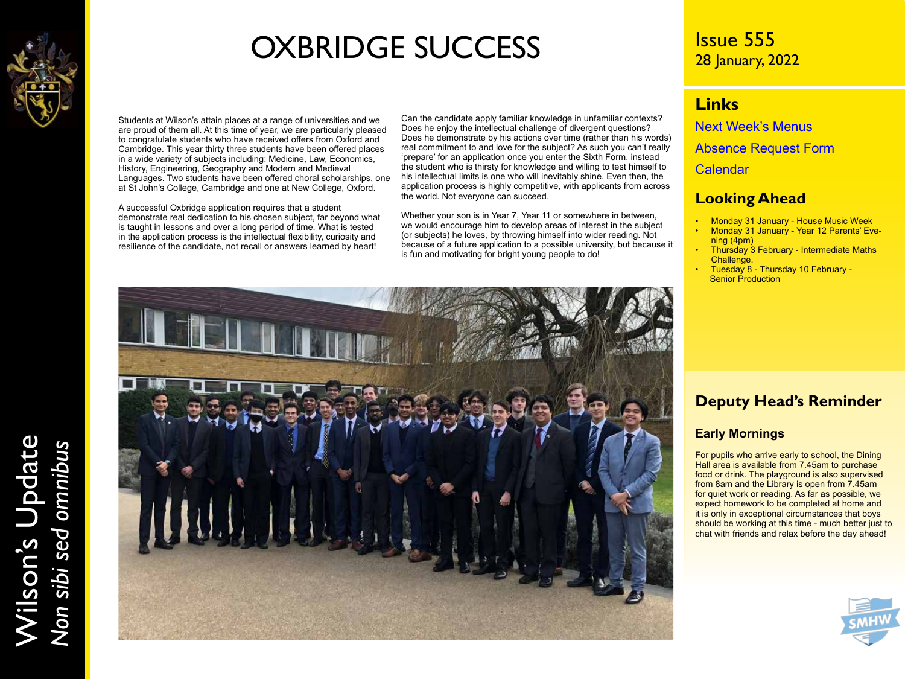# OXBRIDGE SUCCESS

Students at Wilson's attain places at a range of universities and we are proud of them all. At this time of year, we are particularly pleased to congratulate students who have received offers from Oxford and Cambridge. This year thirty three students have been offered places in a wide variety of subjects including: Medicine, Law, Economics, History, Engineering, Geography and Modern and Medieval Languages. Two students have been offered choral scholarships, one at St John's College, Cambridge and one at New College, Oxford.

A successful Oxbridge application requires that a student demonstrate real dedication to his chosen subject, far beyond what is taught in lessons and over a long period of time. What is tested in the application process is the intellectual flexibility, curiosity and resilience of the candidate, not recall or answers learned by heart!

Can the candidate apply familiar knowledge in unfamiliar contexts? Does he enjoy the intellectual challenge of divergent questions? Does he demonstrate by his actions over time (rather than his words) real commitment to and love for the subject? As such you can't really 'prepare' for an application once you enter the Sixth Form, instead the student who is thirsty for knowledge and willing to test himself to his intellectual limits is one who will inevitably shine. Even then, the application process is highly competitive, with applicants from across the world. Not everyone can succeed.

Whether your son is in Year 7, Year 11 or somewhere in between, we would encourage him to develop areas of interest in the subject (or subjects) he loves, by throwing himself into wider reading. Not because of a future application to a possible university, but because it is fun and motivating for bright young people to do!

Issue 555
28 January, 2022

## Links

Next Week's Menus

Absence Request Form

Calendar

## Looking Ahead

- Monday 31 January - House Music Week
- Monday 31 January - Year 12 Parents' Evening (4pm)
- Thursday 3 February - Intermediate Maths Challenge.
- Tuesday 8 - Thursday 10 February - Senior Production

## Deputy Head's Reminder

### Early Mornings

For pupils who arrive early to school, the Dining Hall area is available from 7.45am to purchase food or drink. The playground is also supervised from 8am and the Library is open from 7.45am for quiet work or reading. As far as possible, we expect homework to be completed at home and it is only in exceptional circumstances that boys should be working at this time - much better just to chat with friends and relax before the day ahead!

Wilson's Update
*Non sibi sed omnibus*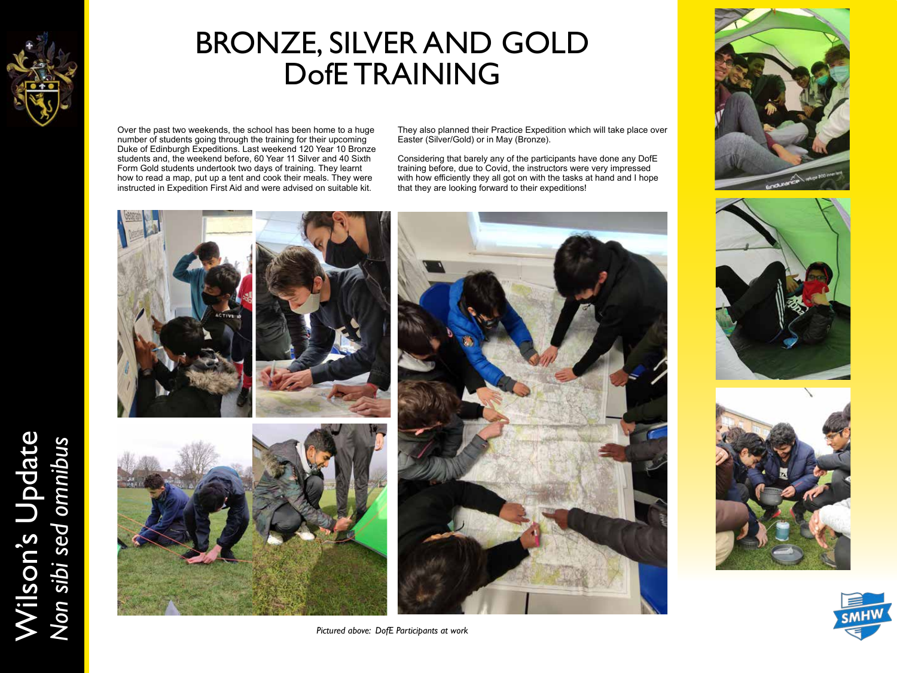# BRONZE, SILVER AND GOLD DofE TRAINING

Over the past two weekends, the school has been home to a huge number of students going through the training for their upcoming Duke of Edinburgh Expeditions. Last weekend 120 Year 10 Bronze students and, the weekend before, 60 Year 11 Silver and 40 Sixth Form Gold students undertook two days of training. They learnt how to read a map, put up a tent and cook their meals. They were instructed in Expedition First Aid and were advised on suitable kit.

They also planned their Practice Expedition which will take place over Easter (Silver/Gold) or in May (Bronze).

Considering that barely any of the participants have done any DofE training before, due to Covid, the instructors were very impressed with how efficiently they all got on with the tasks at hand and I hope that they are looking forward to their expeditions!

*Pictured above: DofE Participants at work*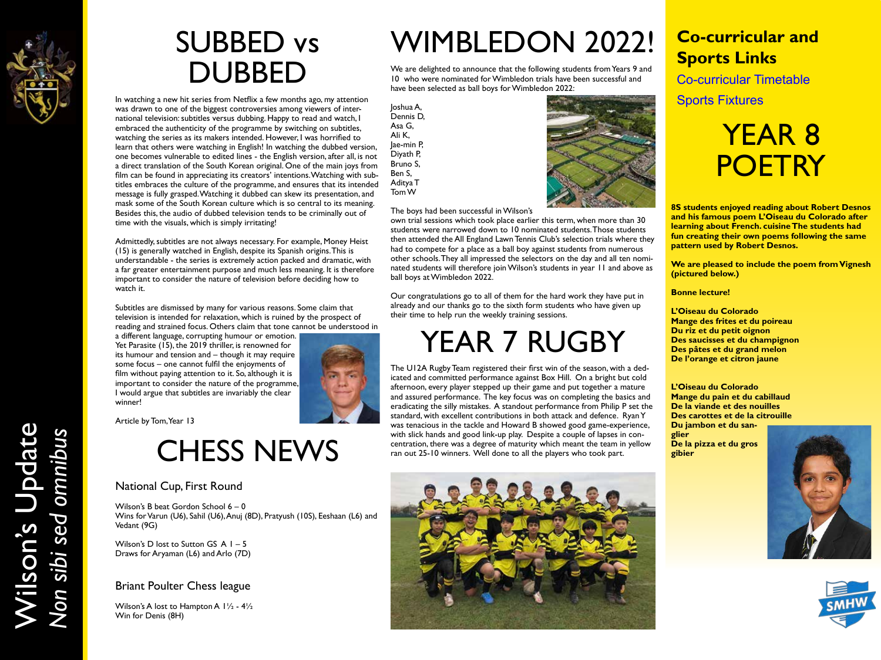# SUBBED vs DUBBED

In watching a new hit series from Netflix a few months ago, my attention was drawn to one of the biggest controversies among viewers of international television: subtitles versus dubbing. Happy to read and watch, I embraced the authenticity of the programme by switching on subtitles, watching the series as its makers intended. However, I was horrified to learn that others were watching in English! In watching the dubbed version, one becomes vulnerable to edited lines - the English version, after all, is not a direct translation of the South Korean original. One of the main joys from film can be found in appreciating its creators' intentions. Watching with subtitles embraces the culture of the programme, and ensures that its intended message is fully grasped. Watching it dubbed can skew its presentation, and mask some of the South Korean culture which is so central to its meaning. Besides this, the audio of dubbed television tends to be criminally out of time with the visuals, which is simply irritating!

Admittedly, subtitles are not always necessary. For example, Money Heist (15) is generally watched in English, despite its Spanish origins. This is understandable - the series is extremely action packed and dramatic, with a far greater entertainment purpose and much less meaning. It is therefore important to consider the nature of television before deciding how to watch it.

Subtitles are dismissed by many for various reasons. Some claim that television is intended for relaxation, which is ruined by the prospect of reading and strained focus. Others claim that tone cannot be understood in a different language, corrupting humour or emotion. Yet Parasite (15), the 2019 thriller, is renowned for its humour and tension and – though it may require some focus – one cannot fulfil the enjoyments of film without paying attention to it. So, although it is important to consider the nature of the programme, I would argue that subtitles are invariably the clear winner!

Article by Tom, Year 13

# CHESS NEWS

## National Cup, First Round

Wilson's B beat Gordon School 6 – 0
Wins for Varun (U6), Sahil (U6), Anuj (8D), Pratyush (10S), Eeshaan (L6) and Vedant (9G)

Wilson's D lost to Sutton GS A 1 – 5
Draws for Aryaman (L6) and Arlo (7D)

## Briant Poulter Chess league

Wilson's A lost to Hampton A 1½ - 4½
Win for Denis (8H)

# WIMBLEDON 2022!

We are delighted to announce that the following students from Years 9 and 10 who were nominated for Wimbledon trials have been successful and have been selected as ball boys for Wimbledon 2022:

Joshua A,
Dennis D,
Asa G,
Ali K,
Jae-min P,
Diyath P,
Bruno S,
Ben S,
Aditya T
Tom W

The boys had been successful in Wilson's own trial sessions which took place earlier this term, when more than 30 students were narrowed down to 10 nominated students. Those students then attended the All England Lawn Tennis Club's selection trials where they had to compete for a place as a ball boy against students from numerous other schools. They all impressed the selectors on the day and all ten nominated students will therefore join Wilson's students in year 11 and above as ball boys at Wimbledon 2022.

Our congratulations go to all of them for the hard work they have put in already and our thanks go to the sixth form students who have given up their time to help run the weekly training sessions.

# YEAR 7 RUGBY

The U12A Rugby Team registered their first win of the season, with a dedicated and committed performance against Box Hill. On a bright but cold afternoon, every player stepped up their game and put together a mature and assured performance. The key focus was on completing the basics and eradicating the silly mistakes. A standout performance from Philip P set the standard, with excellent contributions in both attack and defence. Ryan Y was tenacious in the tackle and Howard B showed good game-experience, with slick hands and good link-up play. Despite a couple of lapses in concentration, there was a degree of maturity which meant the team in yellow ran out 25-10 winners. Well done to all the players who took part.

## Co-curricular and Sports Links

Co-curricular Timetable

Sports Fixtures

# YEAR 8 POETRY

**8S students enjoyed reading about Robert Desnos and his famous poem L'Oiseau du Colorado after learning about French. cuisine The students had fun creating their own poems following the same pattern used by Robert Desnos.**

**We are pleased to include the poem from Vignesh (pictured below.)**

**Bonne lecture!**

**L'Oiseau du Colorado**
**Mange des frites et du poireau**
**Du riz et du petit oignon**
**Des saucisses et du champignon**
**Des pâtes et du grand melon**
**De l'orange et citron jaune**

**L'Oiseau du Colorado**
**Mange du pain et du cabillaud**
**De la viande et des nouilles**
**Des carottes et de la citrouille**
**Du jambon et du sanglier**
**De la pizza et du gros gibier**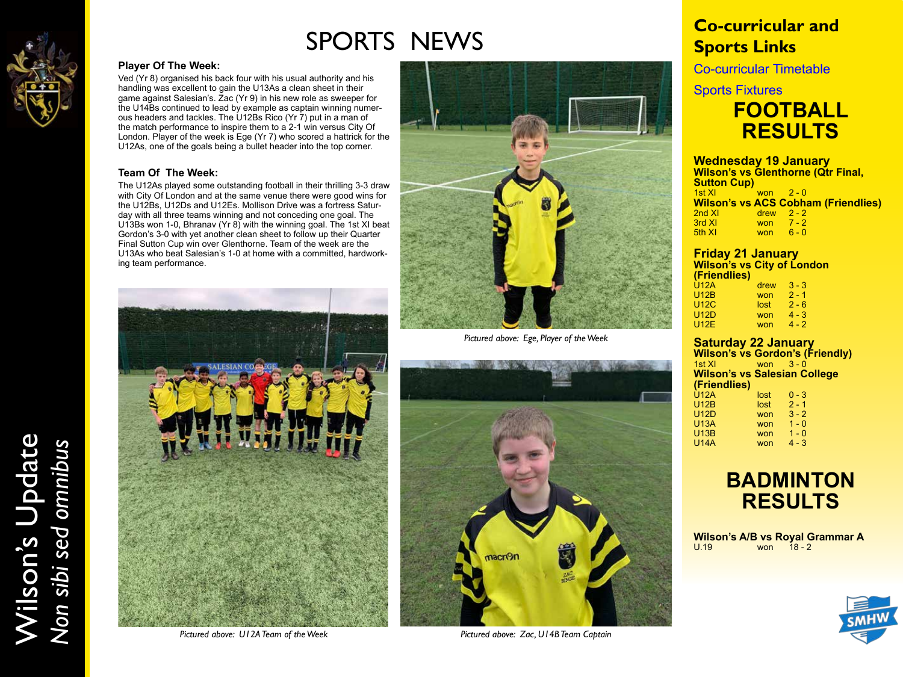# SPORTS NEWS

### Player Of The Week:

Ved (Yr 8) organised his back four with his usual authority and his handling was excellent to gain the U13As a clean sheet in their game against Salesian's. Zac (Yr 9) in his new role as sweeper for the U14Bs continued to lead by example as captain winning numerous headers and tackles. The U12Bs Rico (Yr 7) put in a man of the match performance to inspire them to a 2-1 win versus City Of London. Player of the week is Ege (Yr 7) who scored a hattrick for the U12As, one of the goals being a bullet header into the top corner.

### Team Of The Week:

The U12As played some outstanding football in their thrilling 3-3 draw with City Of London and at the same venue there were good wins for the U12Bs, U12Ds and U12Es. Mollison Drive was a fortress Saturday with all three teams winning and not conceding one goal. The U13Bs won 1-0, Bhranav (Yr 8) with the winning goal. The 1st XI beat Gordon's 3-0 with yet another clean sheet to follow up their Quarter Final Sutton Cup win over Glenthorne. Team of the week are the U13As who beat Salesian's 1-0 at home with a committed, hardworking team performance.

*Pictured above: U12A Team of the Week*

*Pictured above: Ege, Player of the Week*

*Pictured above: Zac, U14B Team Captain*

## Co-curricular and Sports Links

Co-curricular Timetable

Sports Fixtures

## FOOTBALL RESULTS

### Wednesday 19 January

**Wilson's vs Glenthorne (Qtr Final, Sutton Cup)**

| | | |
|---|---|---|
| 1st XI | won | 2 - 0 |

**Wilson's vs ACS Cobham (Friendlies)**

| | | |
|---|---|---|
| 2nd XI | drew | 2 - 2 |
| 3rd XI | won | 7 - 2 |
| 5th XI | won | 6 - 0 |

### Friday 21 January

**Wilson's vs City of London (Friendlies)**

| | | |
|---|---|---|
| U12A | drew | 3 - 3 |
| U12B | won | 2 - 1 |
| U12C | lost | 2 - 6 |
| U12D | won | 4 - 3 |
| U12E | won | 4 - 2 |

### Saturday 22 January

**Wilson's vs Gordon's (Friendly)**

| | | |
|---|---|---|
| 1st XI | won | 3 - 0 |

**Wilson's vs Salesian College (Friendlies)**

| | | |
|---|---|---|
| U12A | lost | 0 - 3 |
| U12B | lost | 2 - 1 |
| U12D | won | 3 - 2 |
| U13A | won | 1 - 0 |
| U13B | won | 1 - 0 |
| U14A | won | 4 - 3 |

## BADMINTON RESULTS

**Wilson's A/B vs Royal Grammar A**

| | | |
|---|---|---|
| U.19 | won | 18 - 2 |